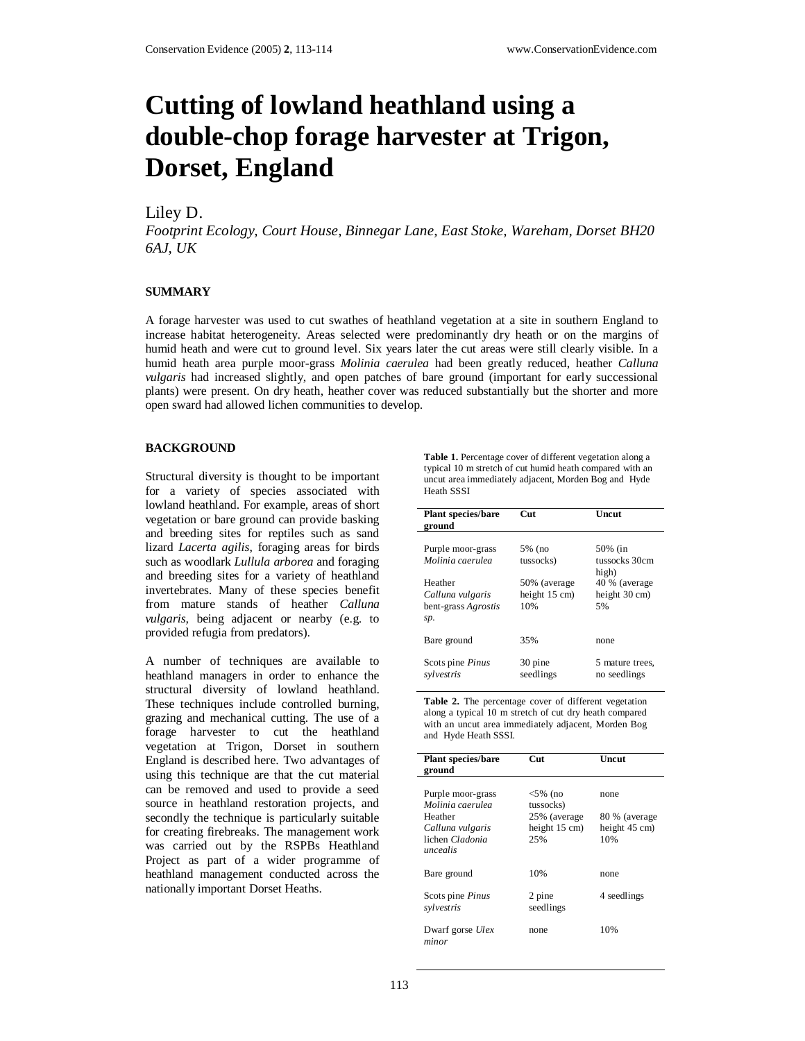# Cutting of lowland heathland using a double-chop forage harvester at Trigon, Dorset, England

Liley D.

*Footprint Ecology, Court House, Binnegar Lane, East Stoke, Wareham, Dorset BH20 6AJ, UK*

## SUMMARY

A forage harvester was used to cut swathes of heathland vegetation at a site in southern England to increase habitat heterogeneity. Areas selected were predominantly dry heath or on the margins of humid heath and were cut to ground level. Six years later the cut areas were still clearly visible. In a humid heath area purple moor-grass *Molinia caerulea* had been greatly reduced, heather *Calluna vulgaris* had increased slightly, and open patches of bare ground (important for early successional plants) were present. On dry heath, heather cover was reduced substantially but the shorter and more open sward had allowed lichen communities to develop.

## BACKGROUND

Structural diversity is thought to be important for a variety of species associated with lowland heathland. For example, areas of short vegetation or bare ground can provide basking and breeding sites for reptiles such as sand lizard *Lacerta agilis*, foraging areas for birds such as woodlark *Lullula arborea* and foraging and breeding sites for a variety of heathland invertebrates. Many of these species benefit from mature stands of heather *Calluna vulgaris*, being adjacent or nearby (e.g. to provided refugia from predators).

A number of techniques are available to heathland managers in order to enhance the structural diversity of lowland heathland. These techniques include controlled burning, grazing and mechanical cutting. The use of a forage harvester to cut the heathland vegetation at Trigon, Dorset in southern England is described here. Two advantages of using this technique are that the cut material can be removed and used to provide a seed source in heathland restoration projects, and secondly the technique is particularly suitable for creating firebreaks. The management work was carried out by the RSPBs Heathland Project as part of a wider programme of heathland management conducted across the nationally important Dorset Heaths.

**Table 1.** Percentage cover of different vegetation along a typical 10 m stretch of cut humid heath compared with an uncut area immediately adjacent, Morden Bog and Hyde Heath SSSI

| Plant species/bare ground | Cut | Uncut |
|---|---|---|
| Purple moor-grass *Molinia caerulea* | 5% (no tussocks) | 50% (in tussocks 30cm high) |
| Heather *Calluna vulgaris* | 50% (average height 15 cm) | 40 % (average height 30 cm) |
| bent-grass *Agrostis sp.* | 10% | 5% |
| Bare ground | 35% | none |
| Scots pine *Pinus sylvestris* | 30 pine seedlings | 5 mature trees, no seedlings |

**Table 2.** The percentage cover of different vegetation along a typical 10 m stretch of cut dry heath compared with an uncut area immediately adjacent, Morden Bog and Hyde Heath SSSI.

| Plant species/bare ground | Cut | Uncut |
|---|---|---|
| Purple moor-grass *Molinia caerulea* | <5% (no tussocks) | none |
| Heather *Calluna vulgaris* | 25% (average height 15 cm) | 80 % (average height 45 cm) |
| lichen *Cladonia uncealis* | 25% | 10% |
| Bare ground | 10% | none |
| Scots pine *Pinus sylvestris* | 2 pine seedlings | 4 seedlings |
| Dwarf gorse *Ulex minor* | none | 10% |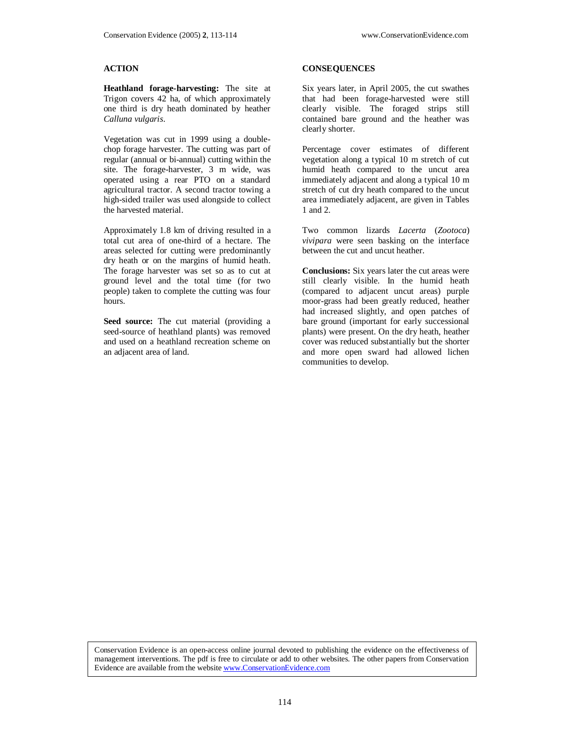## ACTION

**Heathland forage-harvesting:** The site at Trigon covers 42 ha, of which approximately one third is dry heath dominated by heather *Calluna vulgaris*.

Vegetation was cut in 1999 using a double-chop forage harvester. The cutting was part of regular (annual or bi-annual) cutting within the site. The forage-harvester, 3 m wide, was operated using a rear PTO on a standard agricultural tractor. A second tractor towing a high-sided trailer was used alongside to collect the harvested material.

Approximately 1.8 km of driving resulted in a total cut area of one-third of a hectare. The areas selected for cutting were predominantly dry heath or on the margins of humid heath. The forage harvester was set so as to cut at ground level and the total time (for two people) taken to complete the cutting was four hours.

**Seed source:** The cut material (providing a seed-source of heathland plants) was removed and used on a heathland recreation scheme on an adjacent area of land.

## CONSEQUENCES

Six years later, in April 2005, the cut swathes that had been forage-harvested were still clearly visible. The foraged strips still contained bare ground and the heather was clearly shorter.

Percentage cover estimates of different vegetation along a typical 10 m stretch of cut humid heath compared to the uncut area immediately adjacent and along a typical 10 m stretch of cut dry heath compared to the uncut area immediately adjacent, are given in Tables 1 and 2.

Two common lizards *Lacerta* (*Zootoca*) *vivipara* were seen basking on the interface between the cut and uncut heather.

**Conclusions:** Six years later the cut areas were still clearly visible. In the humid heath (compared to adjacent uncut areas) purple moor-grass had been greatly reduced, heather had increased slightly, and open patches of bare ground (important for early successional plants) were present. On the dry heath, heather cover was reduced substantially but the shorter and more open sward had allowed lichen communities to develop.

Conservation Evidence is an open-access online journal devoted to publishing the evidence on the effectiveness of management interventions. The pdf is free to circulate or add to other websites. The other papers from Conservation Evidence are available from the website www.ConservationEvidence.com